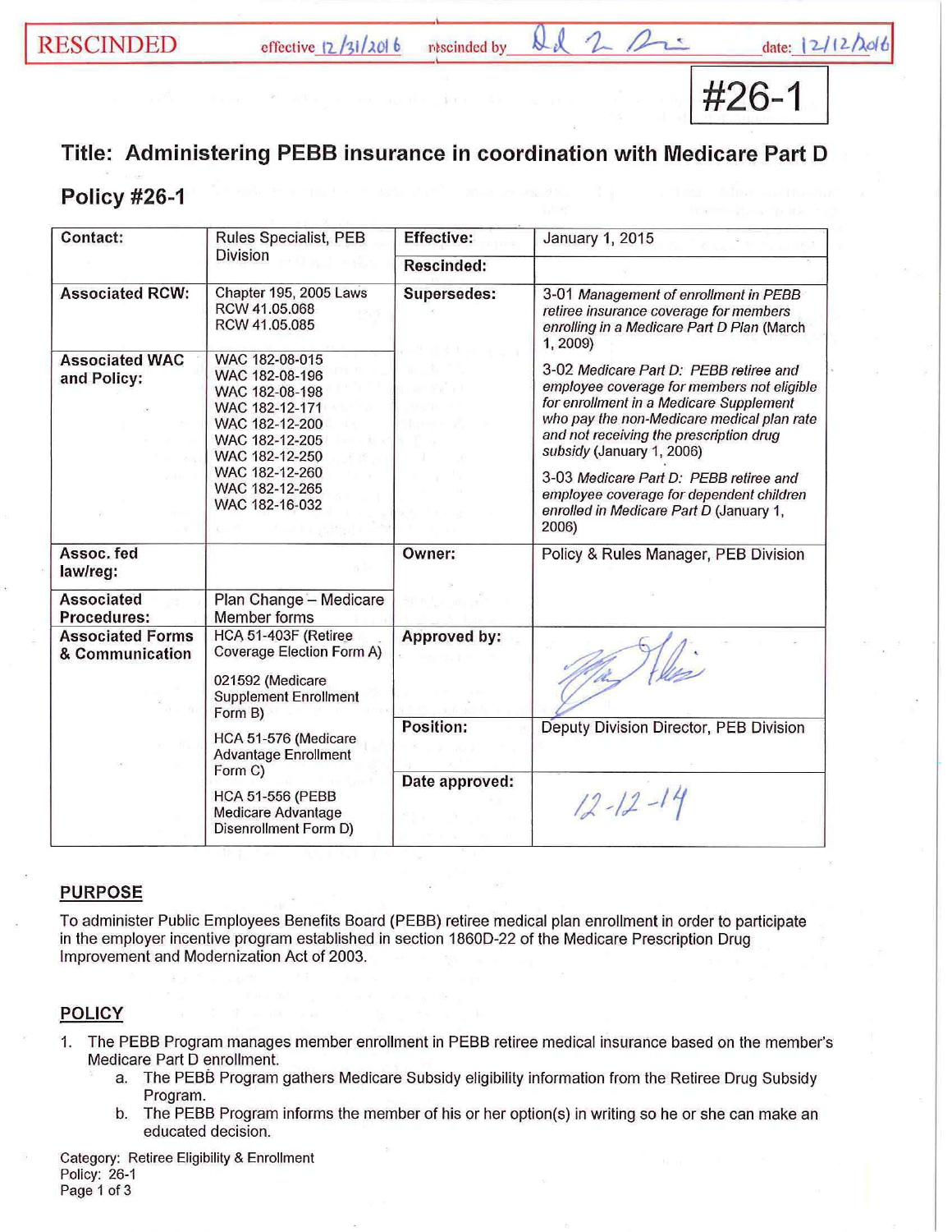RESCINDED effective 12/31/2016 rescinded by [signature] date: 12/12/2016

#26-1

# Title: Administering PEBB insurance in coordination with Medicare Part D

## Policy #26-1

| Contact: | Rules Specialist, PEB Division | Effective: | January 1, 2015 |
|---|---|---|---|
| | | Rescinded: | |
| Associated RCW: | Chapter 195, 2005 Laws<br>RCW 41.05.068<br>RCW 41.05.085 | Supersedes: | 3-01 *Management of enrollment in PEBB retiree insurance coverage for members enrolling in a Medicare Part D Plan* (March 1, 2009)<br><br>3-02 *Medicare Part D: PEBB retiree and employee coverage for members not eligible for enrollment in a Medicare Supplement who pay the non-Medicare medical plan rate and not receiving the prescription drug subsidy* (January 1, 2006)<br><br>3-03 *Medicare Part D: PEBB retiree and employee coverage for dependent children enrolled in Medicare Part D* (January 1, 2006) |
| Associated WAC and Policy: | WAC 182-08-015<br>WAC 182-08-196<br>WAC 182-08-198<br>WAC 182-12-171<br>WAC 182-12-200<br>WAC 182-12-205<br>WAC 182-12-250<br>WAC 182-12-260<br>WAC 182-12-265<br>WAC 182-16-032 | | |
| Assoc. fed law/reg: | | Owner: | Policy & Rules Manager, PEB Division |
| Associated Procedures: | Plan Change – Medicare Member forms | | |
| Associated Forms & Communication | HCA 51-403F (Retiree Coverage Election Form A)<br><br>021592 (Medicare Supplement Enrollment Form B)<br><br>HCA 51-576 (Medicare Advantage Enrollment Form C)<br><br>HCA 51-556 (PEBB Medicare Advantage Disenrollment Form D) | Approved by: | [signature] |
| | | Position: | Deputy Division Director, PEB Division |
| | | Date approved: | 12-12-14 |

## PURPOSE

To administer Public Employees Benefits Board (PEBB) retiree medical plan enrollment in order to participate in the employer incentive program established in section 1860D-22 of the Medicare Prescription Drug Improvement and Modernization Act of 2003.

## POLICY

1. The PEBB Program manages member enrollment in PEBB retiree medical insurance based on the member's Medicare Part D enrollment.
   a. The PEBB Program gathers Medicare Subsidy eligibility information from the Retiree Drug Subsidy Program.
   b. The PEBB Program informs the member of his or her option(s) in writing so he or she can make an educated decision.

Category: Retiree Eligibility & Enrollment
Policy: 26-1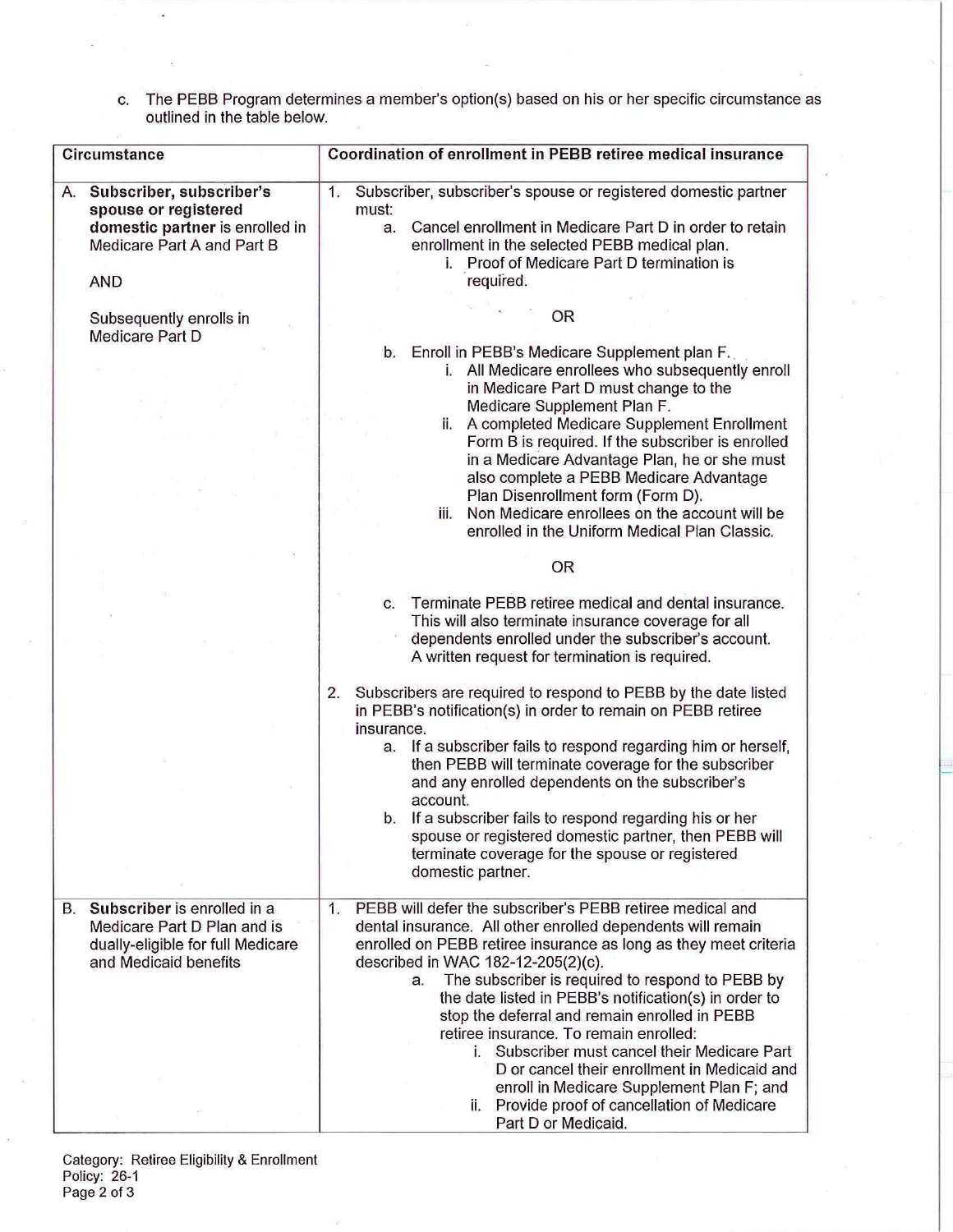c. The PEBB Program determines a member's option(s) based on his or her specific circumstance as outlined in the table below.

| Circumstance | Coordination of enrollment in PEBB retiree medical insurance |
| --- | --- |
| A. **Subscriber, subscriber's spouse or registered domestic partner** is enrolled in Medicare Part A and Part B<br><br>AND<br><br>Subsequently enrolls in Medicare Part D | 1. Subscriber, subscriber's spouse or registered domestic partner must:<br>a. Cancel enrollment in Medicare Part D in order to retain enrollment in the selected PEBB medical plan.<br>i. Proof of Medicare Part D termination is required.<br><br>OR<br><br>b. Enroll in PEBB's Medicare Supplement plan F.<br>i. All Medicare enrollees who subsequently enroll in Medicare Part D must change to the Medicare Supplement Plan F.<br>ii. A completed Medicare Supplement Enrollment Form B is required. If the subscriber is enrolled in a Medicare Advantage Plan, he or she must also complete a PEBB Medicare Advantage Plan Disenrollment form (Form D).<br>iii. Non Medicare enrollees on the account will be enrolled in the Uniform Medical Plan Classic.<br><br>OR<br><br>c. Terminate PEBB retiree medical and dental insurance. This will also terminate insurance coverage for all dependents enrolled under the subscriber's account. A written request for termination is required.<br><br>2. Subscribers are required to respond to PEBB by the date listed in PEBB's notification(s) in order to remain on PEBB retiree insurance.<br>a. If a subscriber fails to respond regarding him or herself, then PEBB will terminate coverage for the subscriber and any enrolled dependents on the subscriber's account.<br>b. If a subscriber fails to respond regarding his or her spouse or registered domestic partner, then PEBB will terminate coverage for the spouse or registered domestic partner. |
| B. **Subscriber** is enrolled in a Medicare Part D Plan and is dually-eligible for full Medicare and Medicaid benefits | 1. PEBB will defer the subscriber's PEBB retiree medical and dental insurance. All other enrolled dependents will remain enrolled on PEBB retiree insurance as long as they meet criteria described in WAC 182-12-205(2)(c).<br>a. The subscriber is required to respond to PEBB by the date listed in PEBB's notification(s) in order to stop the deferral and remain enrolled in PEBB retiree insurance. To remain enrolled:<br>i. Subscriber must cancel their Medicare Part D or cancel their enrollment in Medicaid and enroll in Medicare Supplement Plan F; and<br>ii. Provide proof of cancellation of Medicare Part D or Medicaid. |

Category: Retiree Eligibility & Enrollment
Policy: 26-1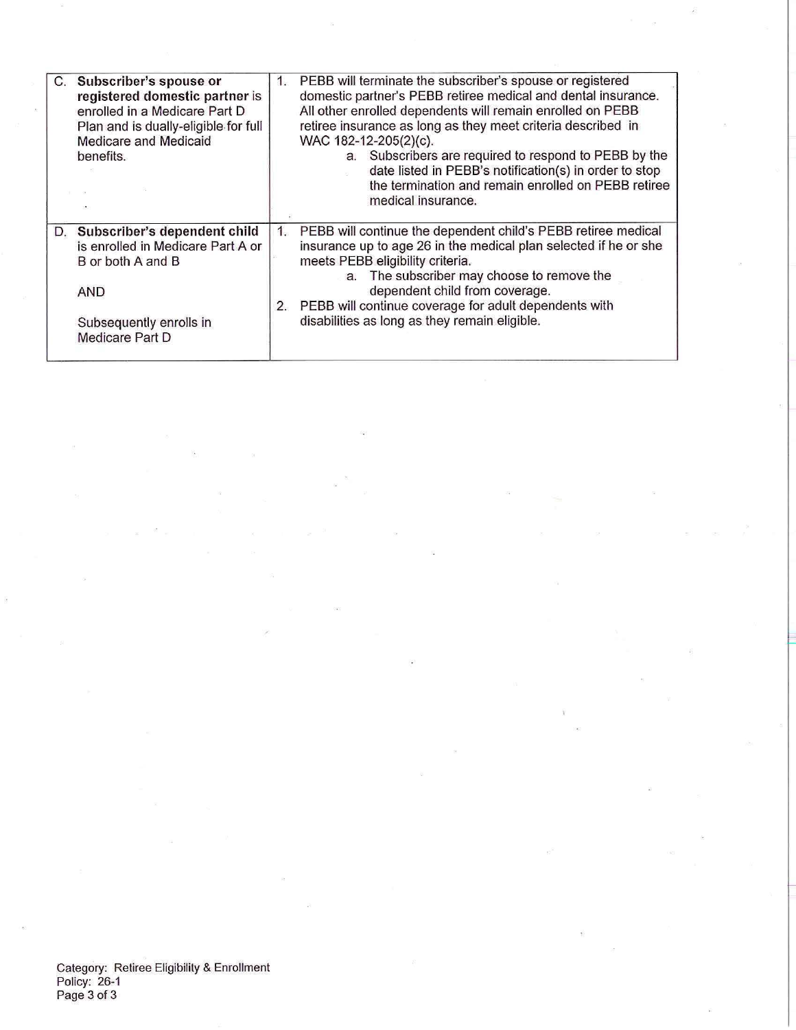| | |
|---|---|
| C. **Subscriber's spouse or registered domestic partner** is enrolled in a Medicare Part D Plan and is dually-eligible for full Medicare and Medicaid benefits. | 1. PEBB will terminate the subscriber's spouse or registered domestic partner's PEBB retiree medical and dental insurance. All other enrolled dependents will remain enrolled on PEBB retiree insurance as long as they meet criteria described in WAC 182-12-205(2)(c).<br>a. Subscribers are required to respond to PEBB by the date listed in PEBB's notification(s) in order to stop the termination and remain enrolled on PEBB retiree medical insurance. |
| D. **Subscriber's dependent child** is enrolled in Medicare Part A or B or both A and B<br><br>AND<br><br>Subsequently enrolls in Medicare Part D | 1. PEBB will continue the dependent child's PEBB retiree medical insurance up to age 26 in the medical plan selected if he or she meets PEBB eligibility criteria.<br>a. The subscriber may choose to remove the dependent child from coverage.<br>2. PEBB will continue coverage for adult dependents with disabilities as long as they remain eligible. |

Category: Retiree Eligibility & Enrollment
Policy: 26-1